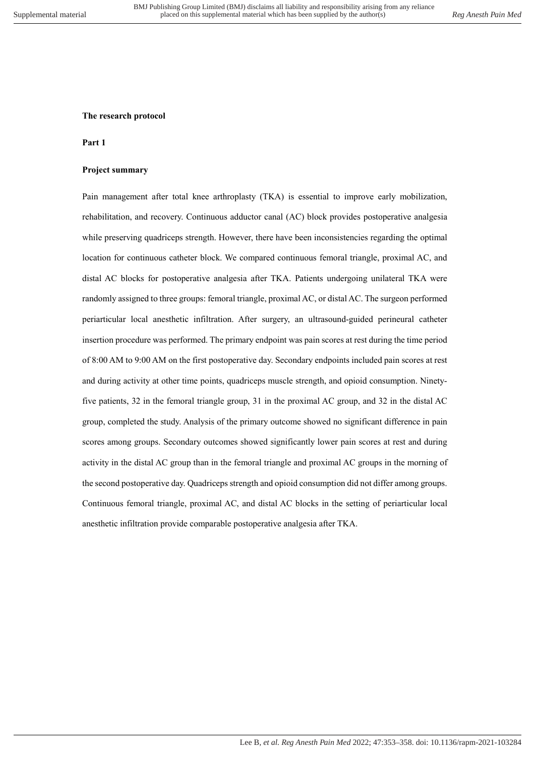**The research protocol**

**Part 1**

**Project summary**

Pain management after total knee arthroplasty (TKA) is essential to improve early mobilization, rehabilitation, and recovery. Continuous adductor canal (AC) block provides postoperative analgesia while preserving quadriceps strength. However, there have been inconsistencies regarding the optimal location for continuous catheter block. We compared continuous femoral triangle, proximal AC, and distal AC blocks for postoperative analgesia after TKA. Patients undergoing unilateral TKA were randomly assigned to three groups: femoral triangle, proximal AC, or distal AC. The surgeon performed periarticular local anesthetic infiltration. After surgery, an ultrasound-guided perineural catheter insertion procedure was performed. The primary endpoint was pain scores at rest during the time period of 8:00 AM to 9:00 AM on the first postoperative day. Secondary endpoints included pain scores at rest and during activity at other time points, quadriceps muscle strength, and opioid consumption. Ninety-five patients, 32 in the femoral triangle group, 31 in the proximal AC group, and 32 in the distal AC group, completed the study. Analysis of the primary outcome showed no significant difference in pain scores among groups. Secondary outcomes showed significantly lower pain scores at rest and during activity in the distal AC group than in the femoral triangle and proximal AC groups in the morning of the second postoperative day. Quadriceps strength and opioid consumption did not differ among groups. Continuous femoral triangle, proximal AC, and distal AC blocks in the setting of periarticular local anesthetic infiltration provide comparable postoperative analgesia after TKA.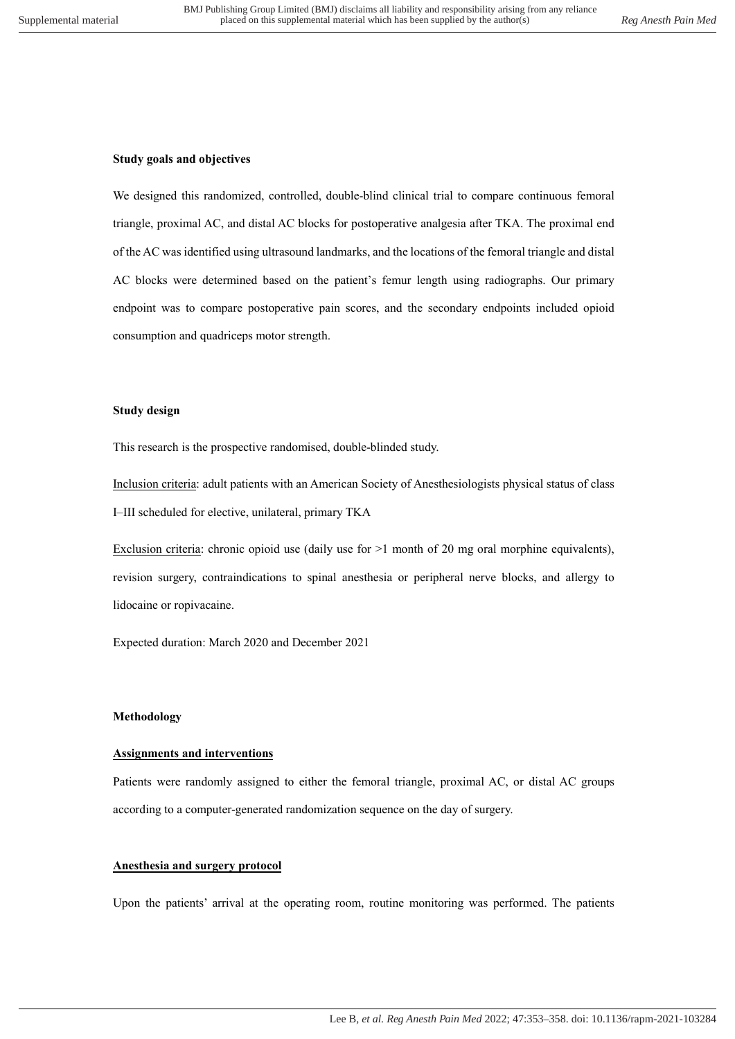**Study goals and objectives**

We designed this randomized, controlled, double-blind clinical trial to compare continuous femoral triangle, proximal AC, and distal AC blocks for postoperative analgesia after TKA. The proximal end of the AC was identified using ultrasound landmarks, and the locations of the femoral triangle and distal AC blocks were determined based on the patient's femur length using radiographs. Our primary endpoint was to compare postoperative pain scores, and the secondary endpoints included opioid consumption and quadriceps motor strength.

**Study design**

This research is the prospective randomised, double-blinded study.

Inclusion criteria: adult patients with an American Society of Anesthesiologists physical status of class I–III scheduled for elective, unilateral, primary TKA

Exclusion criteria: chronic opioid use (daily use for >1 month of 20 mg oral morphine equivalents), revision surgery, contraindications to spinal anesthesia or peripheral nerve blocks, and allergy to lidocaine or ropivacaine.

Expected duration: March 2020 and December 2021

**Methodology**

**Assignments and interventions**

Patients were randomly assigned to either the femoral triangle, proximal AC, or distal AC groups according to a computer-generated randomization sequence on the day of surgery.

**Anesthesia and surgery protocol**

Upon the patients' arrival at the operating room, routine monitoring was performed. The patients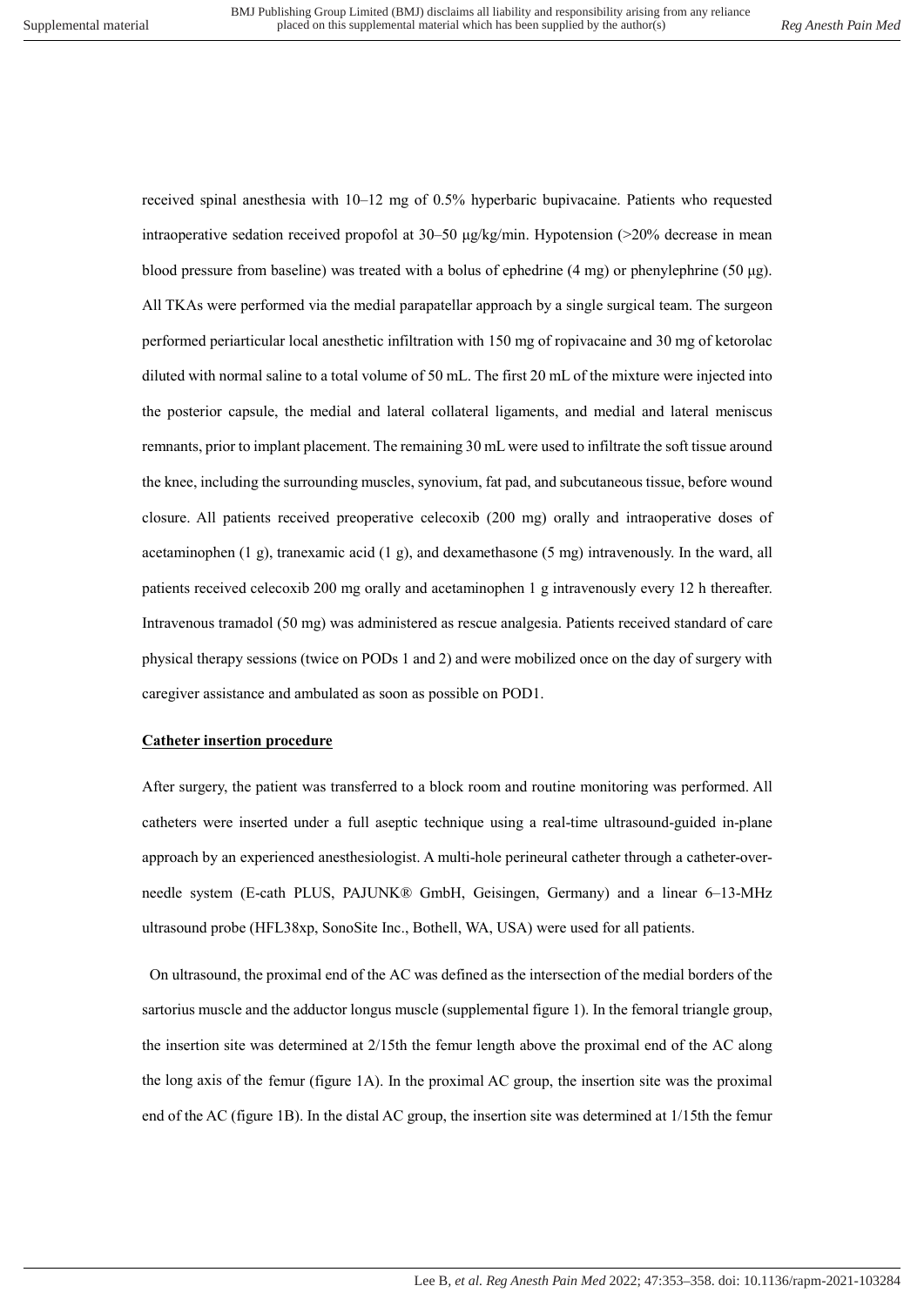received spinal anesthesia with 10–12 mg of 0.5% hyperbaric bupivacaine. Patients who requested intraoperative sedation received propofol at 30–50 μg/kg/min. Hypotension (>20% decrease in mean blood pressure from baseline) was treated with a bolus of ephedrine (4 mg) or phenylephrine (50 μg). All TKAs were performed via the medial parapatellar approach by a single surgical team. The surgeon performed periarticular local anesthetic infiltration with 150 mg of ropivacaine and 30 mg of ketorolac diluted with normal saline to a total volume of 50 mL. The first 20 mL of the mixture were injected into the posterior capsule, the medial and lateral collateral ligaments, and medial and lateral meniscus remnants, prior to implant placement. The remaining 30 mL were used to infiltrate the soft tissue around the knee, including the surrounding muscles, synovium, fat pad, and subcutaneous tissue, before wound closure. All patients received preoperative celecoxib (200 mg) orally and intraoperative doses of acetaminophen (1 g), tranexamic acid (1 g), and dexamethasone (5 mg) intravenously. In the ward, all patients received celecoxib 200 mg orally and acetaminophen 1 g intravenously every 12 h thereafter. Intravenous tramadol (50 mg) was administered as rescue analgesia. Patients received standard of care physical therapy sessions (twice on PODs 1 and 2) and were mobilized once on the day of surgery with caregiver assistance and ambulated as soon as possible on POD1.

**Catheter insertion procedure**

After surgery, the patient was transferred to a block room and routine monitoring was performed. All catheters were inserted under a full aseptic technique using a real-time ultrasound-guided in-plane approach by an experienced anesthesiologist. A multi-hole perineural catheter through a catheter-over-needle system (E-cath PLUS, PAJUNK® GmbH, Geisingen, Germany) and a linear 6–13-MHz ultrasound probe (HFL38xp, SonoSite Inc., Bothell, WA, USA) were used for all patients.

On ultrasound, the proximal end of the AC was defined as the intersection of the medial borders of the sartorius muscle and the adductor longus muscle (supplemental figure 1). In the femoral triangle group, the insertion site was determined at 2/15th the femur length above the proximal end of the AC along the long axis of the femur (figure 1A). In the proximal AC group, the insertion site was the proximal end of the AC (figure 1B). In the distal AC group, the insertion site was determined at 1/15th the femur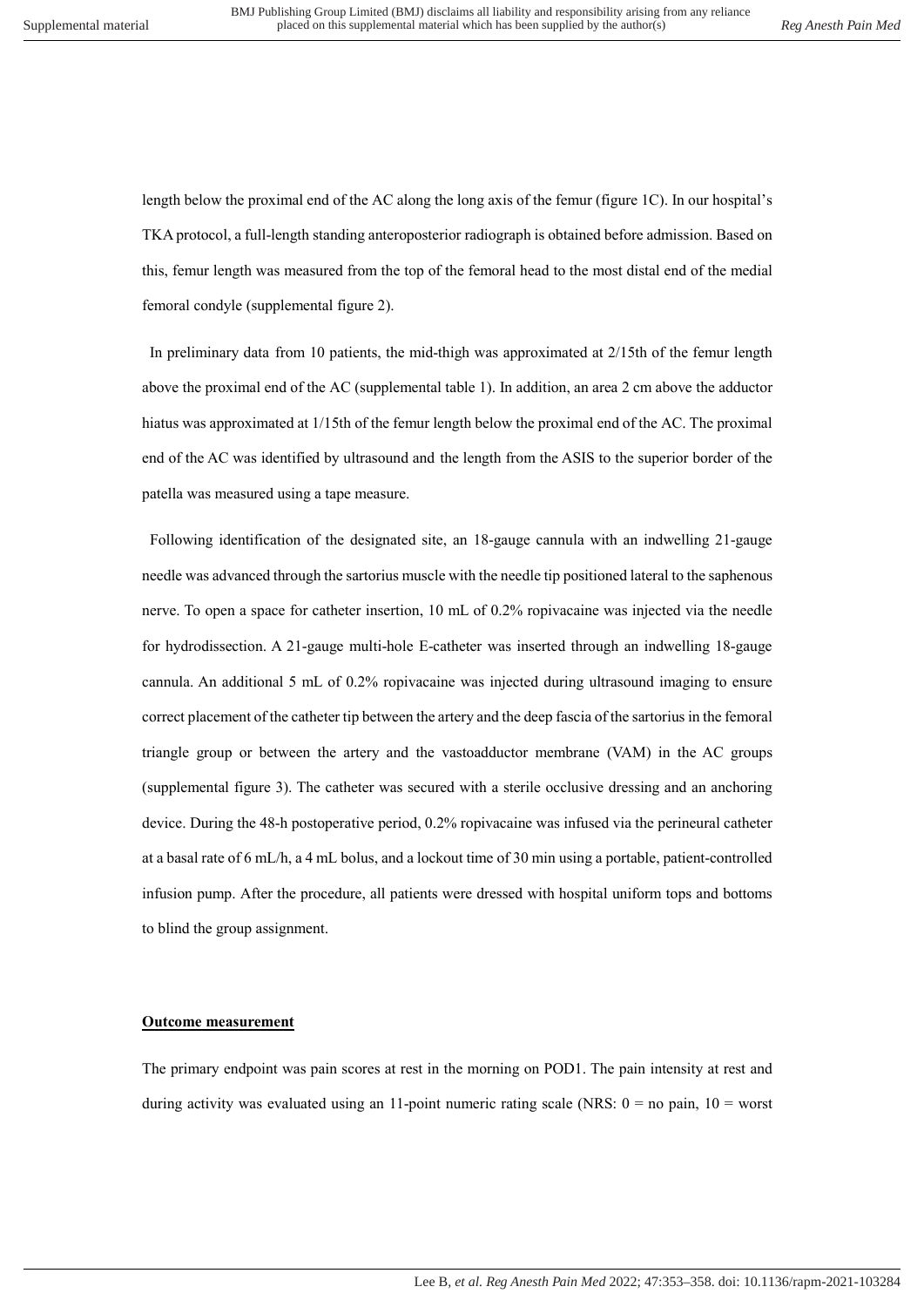length below the proximal end of the AC along the long axis of the femur (figure 1C). In our hospital's TKA protocol, a full-length standing anteroposterior radiograph is obtained before admission. Based on this, femur length was measured from the top of the femoral head to the most distal end of the medial femoral condyle (supplemental figure 2).

In preliminary data from 10 patients, the mid-thigh was approximated at 2/15th of the femur length above the proximal end of the AC (supplemental table 1). In addition, an area 2 cm above the adductor hiatus was approximated at 1/15th of the femur length below the proximal end of the AC. The proximal end of the AC was identified by ultrasound and the length from the ASIS to the superior border of the patella was measured using a tape measure.

Following identification of the designated site, an 18-gauge cannula with an indwelling 21-gauge needle was advanced through the sartorius muscle with the needle tip positioned lateral to the saphenous nerve. To open a space for catheter insertion, 10 mL of 0.2% ropivacaine was injected via the needle for hydrodissection. A 21-gauge multi-hole E-catheter was inserted through an indwelling 18-gauge cannula. An additional 5 mL of 0.2% ropivacaine was injected during ultrasound imaging to ensure correct placement of the catheter tip between the artery and the deep fascia of the sartorius in the femoral triangle group or between the artery and the vastoadductor membrane (VAM) in the AC groups (supplemental figure 3). The catheter was secured with a sterile occlusive dressing and an anchoring device. During the 48-h postoperative period, 0.2% ropivacaine was infused via the perineural catheter at a basal rate of 6 mL/h, a 4 mL bolus, and a lockout time of 30 min using a portable, patient-controlled infusion pump. After the procedure, all patients were dressed with hospital uniform tops and bottoms to blind the group assignment.

## Outcome measurement

The primary endpoint was pain scores at rest in the morning on POD1. The pain intensity at rest and during activity was evaluated using an 11-point numeric rating scale (NRS: 0 = no pain, 10 = worst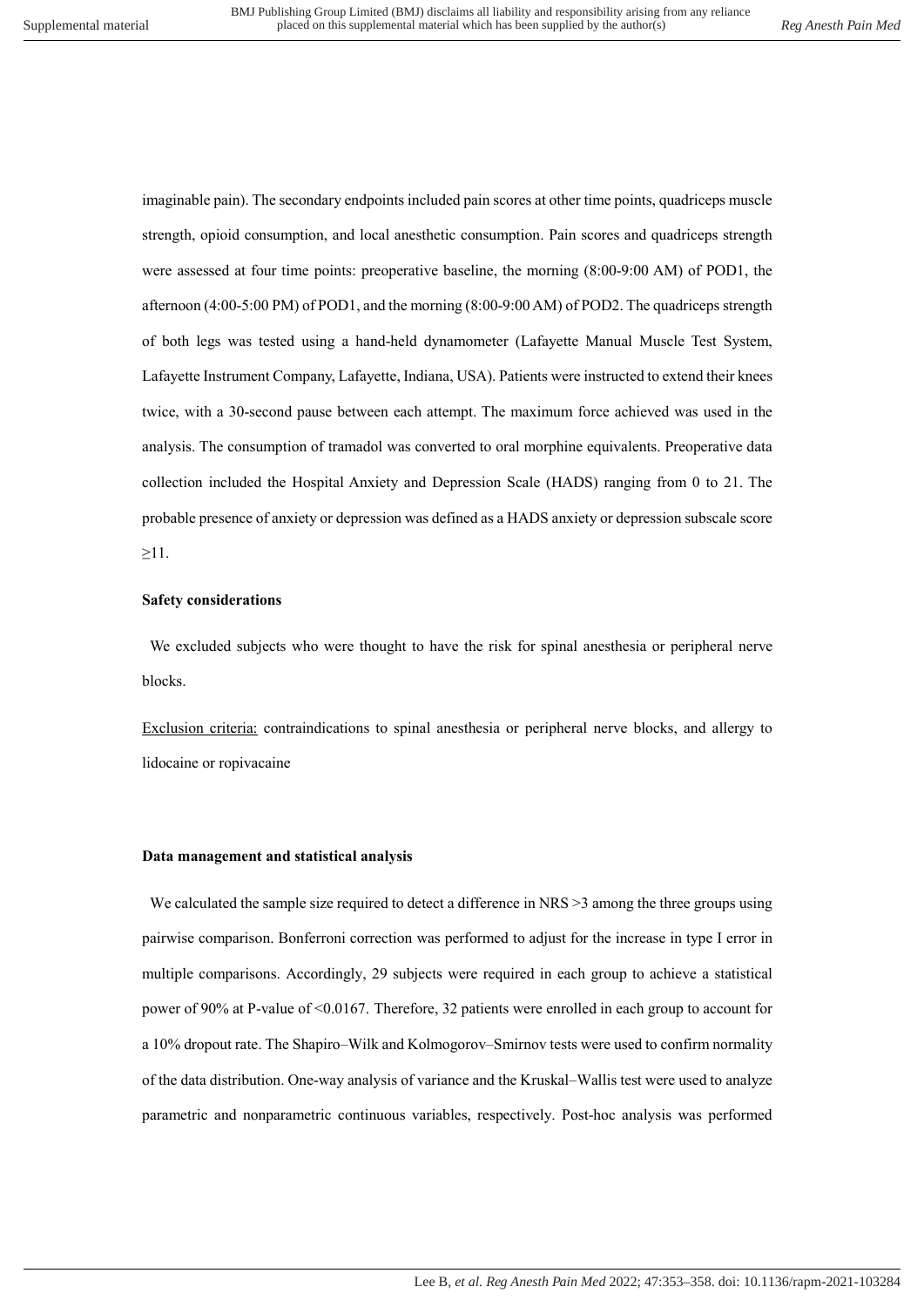imaginable pain). The secondary endpoints included pain scores at other time points, quadriceps muscle strength, opioid consumption, and local anesthetic consumption. Pain scores and quadriceps strength were assessed at four time points: preoperative baseline, the morning (8:00-9:00 AM) of POD1, the afternoon (4:00-5:00 PM) of POD1, and the morning (8:00-9:00 AM) of POD2. The quadriceps strength of both legs was tested using a hand-held dynamometer (Lafayette Manual Muscle Test System, Lafayette Instrument Company, Lafayette, Indiana, USA). Patients were instructed to extend their knees twice, with a 30-second pause between each attempt. The maximum force achieved was used in the analysis. The consumption of tramadol was converted to oral morphine equivalents. Preoperative data collection included the Hospital Anxiety and Depression Scale (HADS) ranging from 0 to 21. The probable presence of anxiety or depression was defined as a HADS anxiety or depression subscale score ≥11.

**Safety considerations**

We excluded subjects who were thought to have the risk for spinal anesthesia or peripheral nerve blocks.

Exclusion criteria: contraindications to spinal anesthesia or peripheral nerve blocks, and allergy to lidocaine or ropivacaine

**Data management and statistical analysis**

We calculated the sample size required to detect a difference in NRS >3 among the three groups using pairwise comparison. Bonferroni correction was performed to adjust for the increase in type I error in multiple comparisons. Accordingly, 29 subjects were required in each group to achieve a statistical power of 90% at P-value of <0.0167. Therefore, 32 patients were enrolled in each group to account for a 10% dropout rate. The Shapiro–Wilk and Kolmogorov–Smirnov tests were used to confirm normality of the data distribution. One-way analysis of variance and the Kruskal–Wallis test were used to analyze parametric and nonparametric continuous variables, respectively. Post-hoc analysis was performed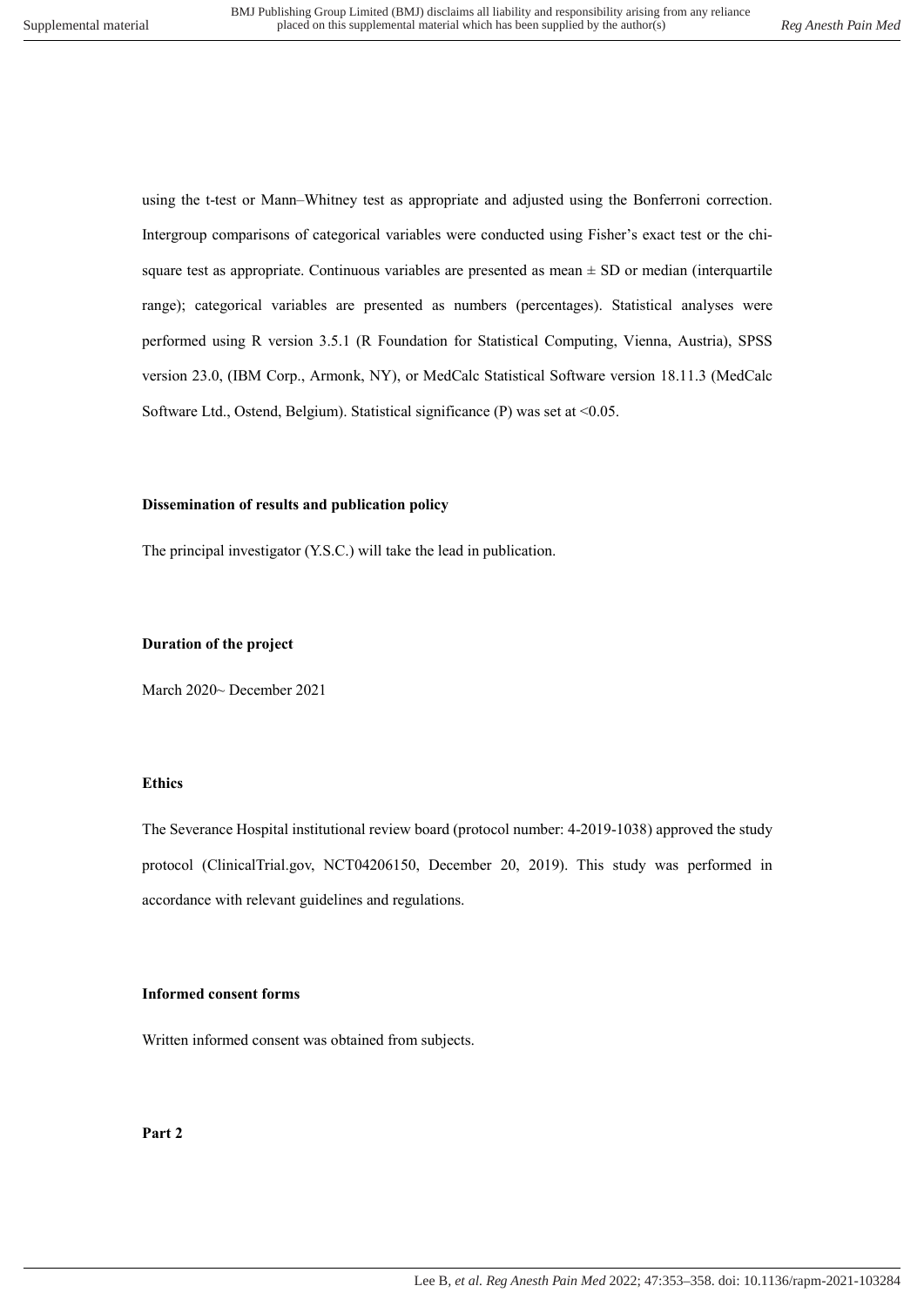using the t-test or Mann–Whitney test as appropriate and adjusted using the Bonferroni correction. Intergroup comparisons of categorical variables were conducted using Fisher's exact test or the chi-square test as appropriate. Continuous variables are presented as mean ± SD or median (interquartile range); categorical variables are presented as numbers (percentages). Statistical analyses were performed using R version 3.5.1 (R Foundation for Statistical Computing, Vienna, Austria), SPSS version 23.0, (IBM Corp., Armonk, NY), or MedCalc Statistical Software version 18.11.3 (MedCalc Software Ltd., Ostend, Belgium). Statistical significance (P) was set at <0.05.

**Dissemination of results and publication policy**

The principal investigator (Y.S.C.) will take the lead in publication.

**Duration of the project**

March 2020~ December 2021

**Ethics**

The Severance Hospital institutional review board (protocol number: 4-2019-1038) approved the study protocol (ClinicalTrial.gov, NCT04206150, December 20, 2019). This study was performed in accordance with relevant guidelines and regulations.

**Informed consent forms**

Written informed consent was obtained from subjects.

**Part 2**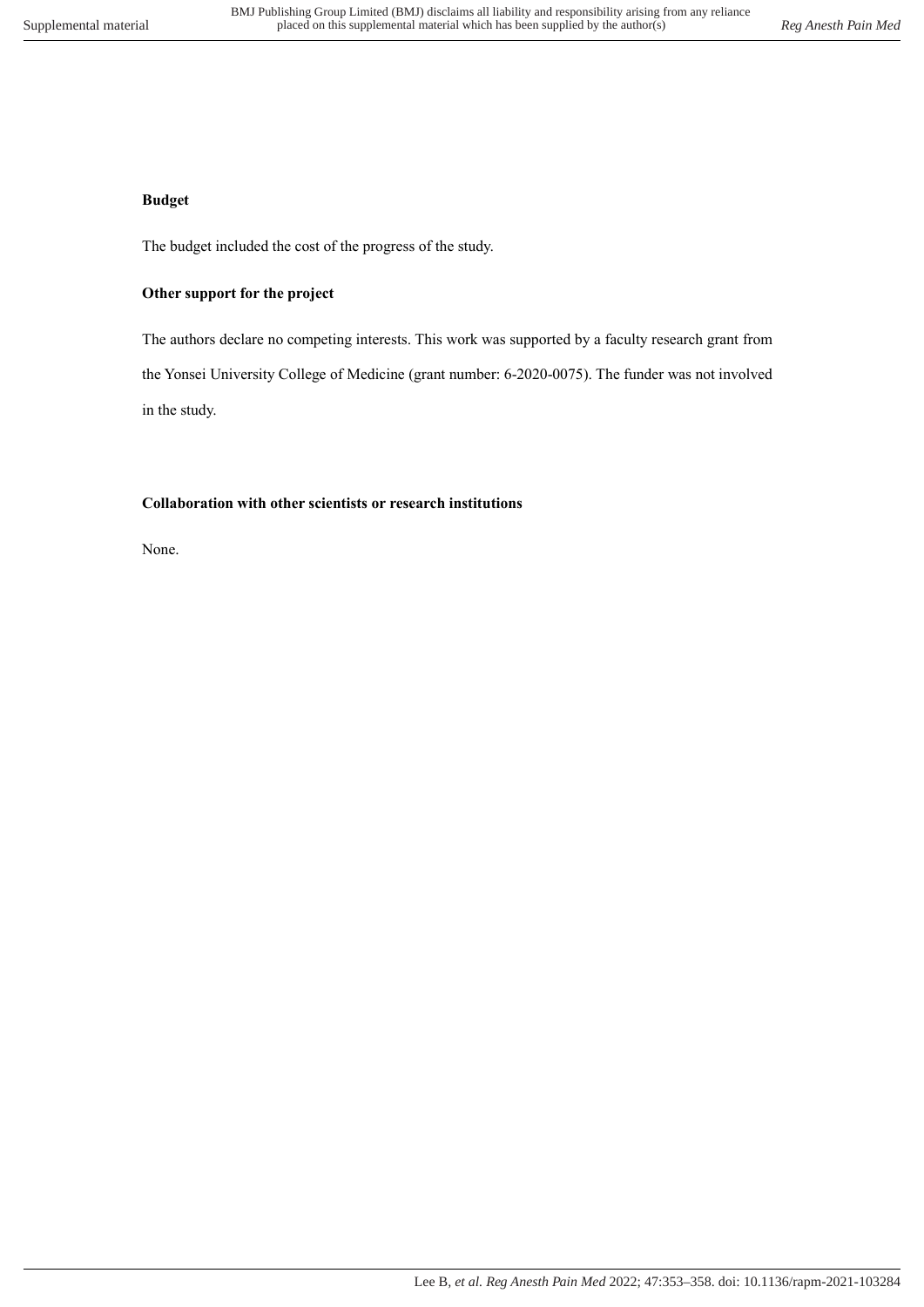**Budget**

The budget included the cost of the progress of the study.

**Other support for the project**

The authors declare no competing interests. This work was supported by a faculty research grant from the Yonsei University College of Medicine (grant number: 6-2020-0075). The funder was not involved in the study.

**Collaboration with other scientists or research institutions**

None.